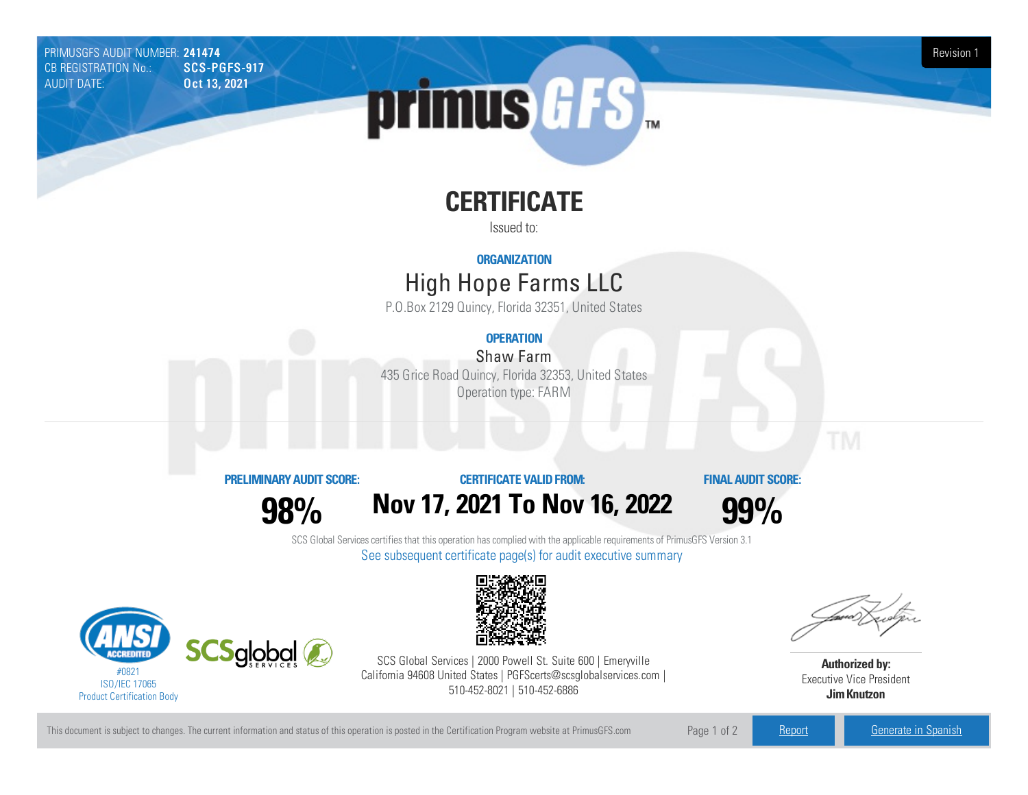PRIMUSGFS AUDIT NUMBER: **241474**
CB REGISTRATION No.: **SCS-PGFS-917**
AUDIT DATE: **Oct 13, 2021**

Revision 1

# CERTIFICATE

Issued to:

**ORGANIZATION**

## High Hope Farms LLC

P.O.Box 2129 Quincy, Florida 32351, United States

**OPERATION**

### Shaw Farm

435 Grice Road Quincy, Florida 32353, United States
Operation type: FARM

| PRELIMINARY AUDIT SCORE: | CERTIFICATE VALID FROM: | FINAL AUDIT SCORE: |
|---|---|---|
| **98%** | **Nov 17, 2021 To Nov 16, 2022** | **99%** |

SCS Global Services certifies that this operation has complied with the applicable requirements of PrimusGFS Version 3.1

See subsequent certificate page(s) for audit executive summary

#0821
ISO/IEC 17065
Product Certification Body

SCS Global Services | 2000 Powell St. Suite 600 | Emeryville California 94608 United States | PGFScerts@scsglobalservices.com | 510-452-8021 | 510-452-6886

**Authorized by:**
Executive Vice President
**Jim Knutzon**

This document is subject to changes. The current information and status of this operation is posted in the Certification Program website at PrimusGFS.com

Report | Generate in Spanish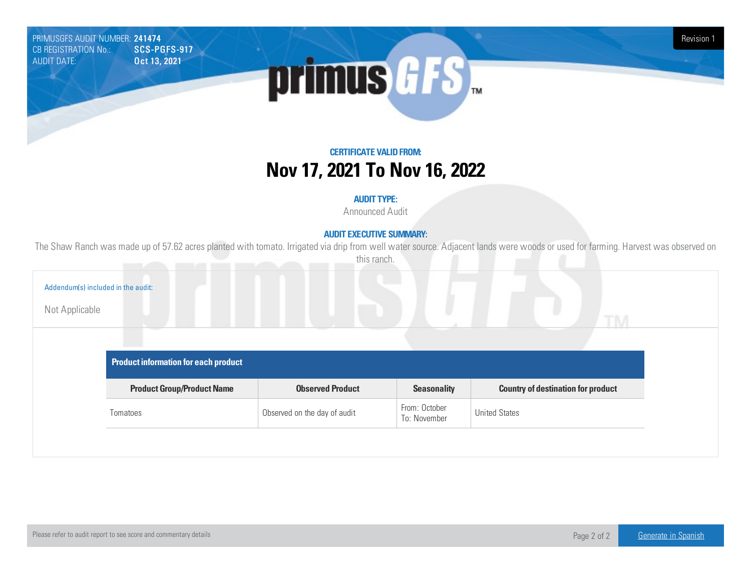PRIMUSGFS AUDIT NUMBER: **241474**
CB REGISTRATION No.: **SCS-PGFS-917**
AUDIT DATE: **Oct 13, 2021**

Revision 1

**CERTIFICATE VALID FROM:**

# Nov 17, 2021 To Nov 16, 2022

**AUDIT TYPE:**

Announced Audit

**AUDIT EXECUTIVE SUMMARY:**

The Shaw Ranch was made up of 57.62 acres planted with tomato. Irrigated via drip from well water source. Adjacent lands were woods or used for farming. Harvest was observed on this ranch.

Addendum(s) included in the audit:

Not Applicable

**Product information for each product**

| Product Group/Product Name | Observed Product | Seasonality | Country of destination for product |
| --- | --- | --- | --- |
| Tomatoes | Observed on the day of audit | From: October<br>To: November | United States |

Please refer to audit report to see score and commentary details

Generate in Spanish